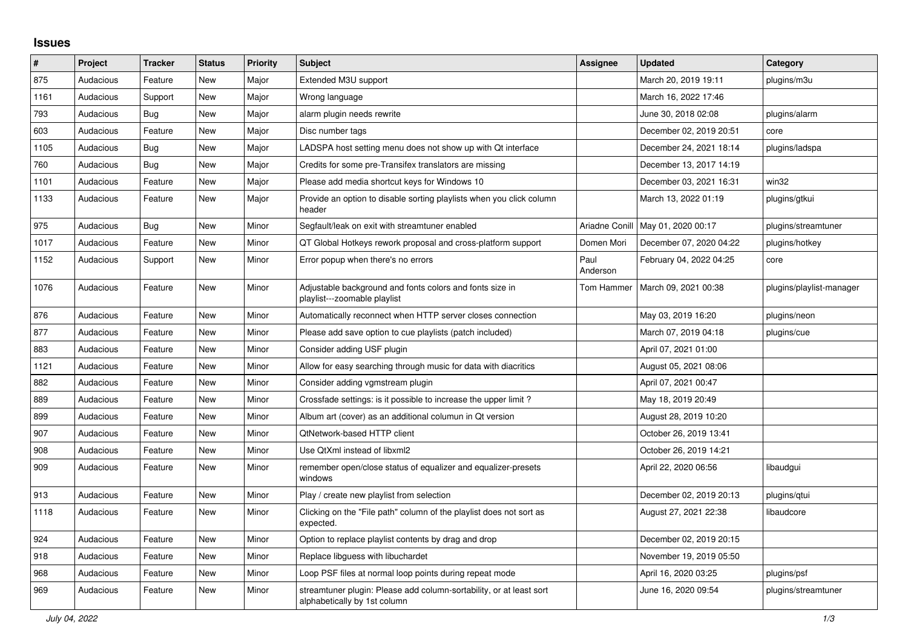## Issues

| # | Project | Tracker | Status | Priority | Subject | Assignee | Updated | Category |
|---|---|---|---|---|---|---|---|---|
| 875 | Audacious | Feature | New | Major | Extended M3U support | | March 20, 2019 19:11 | plugins/m3u |
| 1161 | Audacious | Support | New | Major | Wrong language | | March 16, 2022 17:46 | |
| 793 | Audacious | Bug | New | Major | alarm plugin needs rewrite | | June 30, 2018 02:08 | plugins/alarm |
| 603 | Audacious | Feature | New | Major | Disc number tags | | December 02, 2019 20:51 | core |
| 1105 | Audacious | Bug | New | Major | LADSPA host setting menu does not show up with Qt interface | | December 24, 2021 18:14 | plugins/ladspa |
| 760 | Audacious | Bug | New | Major | Credits for some pre-Transifex translators are missing | | December 13, 2017 14:19 | |
| 1101 | Audacious | Feature | New | Major | Please add media shortcut keys for Windows 10 | | December 03, 2021 16:31 | win32 |
| 1133 | Audacious | Feature | New | Major | Provide an option to disable sorting playlists when you click column header | | March 13, 2022 01:19 | plugins/gtkui |
| 975 | Audacious | Bug | New | Minor | Segfault/leak on exit with streamtuner enabled | Ariadne Conill | May 01, 2020 00:17 | plugins/streamtuner |
| 1017 | Audacious | Feature | New | Minor | QT Global Hotkeys rework proposal and cross-platform support | Domen Mori | December 07, 2020 04:22 | plugins/hotkey |
| 1152 | Audacious | Support | New | Minor | Error popup when there's no errors | Paul Anderson | February 04, 2022 04:25 | core |
| 1076 | Audacious | Feature | New | Minor | Adjustable background and fonts colors and fonts size in playlist---zoomable playlist | Tom Hammer | March 09, 2021 00:38 | plugins/playlist-manager |
| 876 | Audacious | Feature | New | Minor | Automatically reconnect when HTTP server closes connection | | May 03, 2019 16:20 | plugins/neon |
| 877 | Audacious | Feature | New | Minor | Please add save option to cue playlists (patch included) | | March 07, 2019 04:18 | plugins/cue |
| 883 | Audacious | Feature | New | Minor | Consider adding USF plugin | | April 07, 2021 01:00 | |
| 1121 | Audacious | Feature | New | Minor | Allow for easy searching through music for data with diacritics | | August 05, 2021 08:06 | |
| 882 | Audacious | Feature | New | Minor | Consider adding vgmstream plugin | | April 07, 2021 00:47 | |
| 889 | Audacious | Feature | New | Minor | Crossfade settings: is it possible to increase the upper limit ? | | May 18, 2019 20:49 | |
| 899 | Audacious | Feature | New | Minor | Album art (cover) as an additional columun in Qt version | | August 28, 2019 10:20 | |
| 907 | Audacious | Feature | New | Minor | QtNetwork-based HTTP client | | October 26, 2019 13:41 | |
| 908 | Audacious | Feature | New | Minor | Use QtXml instead of libxml2 | | October 26, 2019 14:21 | |
| 909 | Audacious | Feature | New | Minor | remember open/close status of equalizer and equalizer-presets windows | | April 22, 2020 06:56 | libaudgui |
| 913 | Audacious | Feature | New | Minor | Play / create new playlist from selection | | December 02, 2019 20:13 | plugins/qtui |
| 1118 | Audacious | Feature | New | Minor | Clicking on the "File path" column of the playlist does not sort as expected. | | August 27, 2021 22:38 | libaudcore |
| 924 | Audacious | Feature | New | Minor | Option to replace playlist contents by drag and drop | | December 02, 2019 20:15 | |
| 918 | Audacious | Feature | New | Minor | Replace libguess with libuchardet | | November 19, 2019 05:50 | |
| 968 | Audacious | Feature | New | Minor | Loop PSF files at normal loop points during repeat mode | | April 16, 2020 03:25 | plugins/psf |
| 969 | Audacious | Feature | New | Minor | streamtuner plugin: Please add column-sortability, or at least sort alphabetically by 1st column | | June 16, 2020 09:54 | plugins/streamtuner |

*July 04, 2022*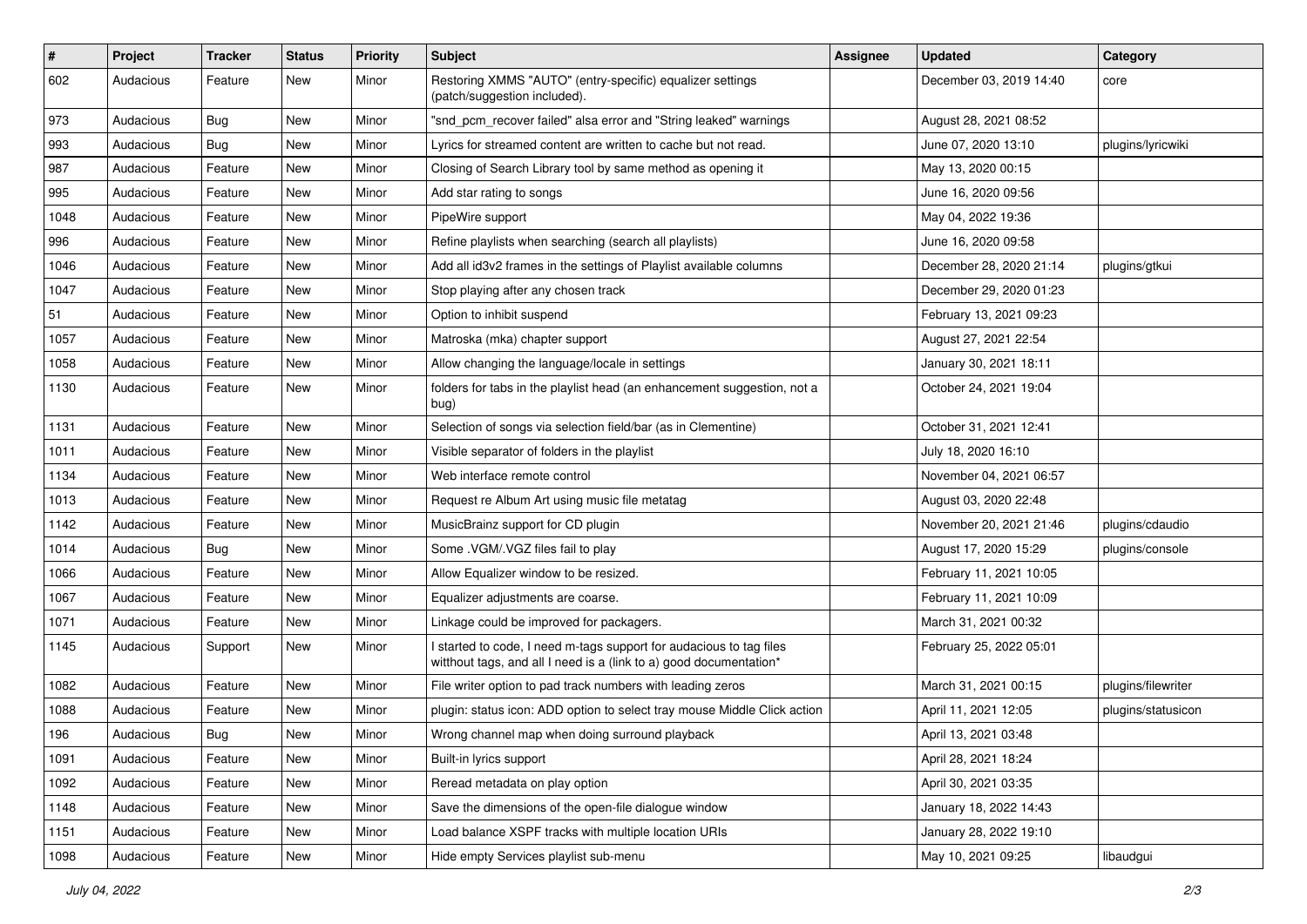| # | Project | Tracker | Status | Priority | Subject | Assignee | Updated | Category |
|---|---|---|---|---|---|---|---|---|
| 602 | Audacious | Feature | New | Minor | Restoring XMMS "AUTO" (entry-specific) equalizer settings (patch/suggestion included). | | December 03, 2019 14:40 | core |
| 973 | Audacious | Bug | New | Minor | "snd_pcm_recover failed" alsa error and "String leaked" warnings | | August 28, 2021 08:52 | |
| 993 | Audacious | Bug | New | Minor | Lyrics for streamed content are written to cache but not read. | | June 07, 2020 13:10 | plugins/lyricwiki |
| 987 | Audacious | Feature | New | Minor | Closing of Search Library tool by same method as opening it | | May 13, 2020 00:15 | |
| 995 | Audacious | Feature | New | Minor | Add star rating to songs | | June 16, 2020 09:56 | |
| 1048 | Audacious | Feature | New | Minor | PipeWire support | | May 04, 2022 19:36 | |
| 996 | Audacious | Feature | New | Minor | Refine playlists when searching (search all playlists) | | June 16, 2020 09:58 | |
| 1046 | Audacious | Feature | New | Minor | Add all id3v2 frames in the settings of Playlist available columns | | December 28, 2020 21:14 | plugins/gtkui |
| 1047 | Audacious | Feature | New | Minor | Stop playing after any chosen track | | December 29, 2020 01:23 | |
| 51 | Audacious | Feature | New | Minor | Option to inhibit suspend | | February 13, 2021 09:23 | |
| 1057 | Audacious | Feature | New | Minor | Matroska (mka) chapter support | | August 27, 2021 22:54 | |
| 1058 | Audacious | Feature | New | Minor | Allow changing the language/locale in settings | | January 30, 2021 18:11 | |
| 1130 | Audacious | Feature | New | Minor | folders for tabs in the playlist head (an enhancement suggestion, not a bug) | | October 24, 2021 19:04 | |
| 1131 | Audacious | Feature | New | Minor | Selection of songs via selection field/bar (as in Clementine) | | October 31, 2021 12:41 | |
| 1011 | Audacious | Feature | New | Minor | Visible separator of folders in the playlist | | July 18, 2020 16:10 | |
| 1134 | Audacious | Feature | New | Minor | Web interface remote control | | November 04, 2021 06:57 | |
| 1013 | Audacious | Feature | New | Minor | Request re Album Art using music file metatag | | August 03, 2020 22:48 | |
| 1142 | Audacious | Feature | New | Minor | MusicBrainz support for CD plugin | | November 20, 2021 21:46 | plugins/cdaudio |
| 1014 | Audacious | Bug | New | Minor | Some .VGM/.VGZ files fail to play | | August 17, 2020 15:29 | plugins/console |
| 1066 | Audacious | Feature | New | Minor | Allow Equalizer window to be resized. | | February 11, 2021 10:05 | |
| 1067 | Audacious | Feature | New | Minor | Equalizer adjustments are coarse. | | February 11, 2021 10:09 | |
| 1071 | Audacious | Feature | New | Minor | Linkage could be improved for packagers. | | March 31, 2021 00:32 | |
| 1145 | Audacious | Support | New | Minor | I started to code, I need m-tags support for audacious to tag files witthout tags, and all I need is a (link to a) good documentation* | | February 25, 2022 05:01 | |
| 1082 | Audacious | Feature | New | Minor | File writer option to pad track numbers with leading zeros | | March 31, 2021 00:15 | plugins/filewriter |
| 1088 | Audacious | Feature | New | Minor | plugin: status icon: ADD option to select tray mouse Middle Click action | | April 11, 2021 12:05 | plugins/statusicon |
| 196 | Audacious | Bug | New | Minor | Wrong channel map when doing surround playback | | April 13, 2021 03:48 | |
| 1091 | Audacious | Feature | New | Minor | Built-in lyrics support | | April 28, 2021 18:24 | |
| 1092 | Audacious | Feature | New | Minor | Reread metadata on play option | | April 30, 2021 03:35 | |
| 1148 | Audacious | Feature | New | Minor | Save the dimensions of the open-file dialogue window | | January 18, 2022 14:43 | |
| 1151 | Audacious | Feature | New | Minor | Load balance XSPF tracks with multiple location URIs | | January 28, 2022 19:10 | |
| 1098 | Audacious | Feature | New | Minor | Hide empty Services playlist sub-menu | | May 10, 2021 09:25 | libaudgui |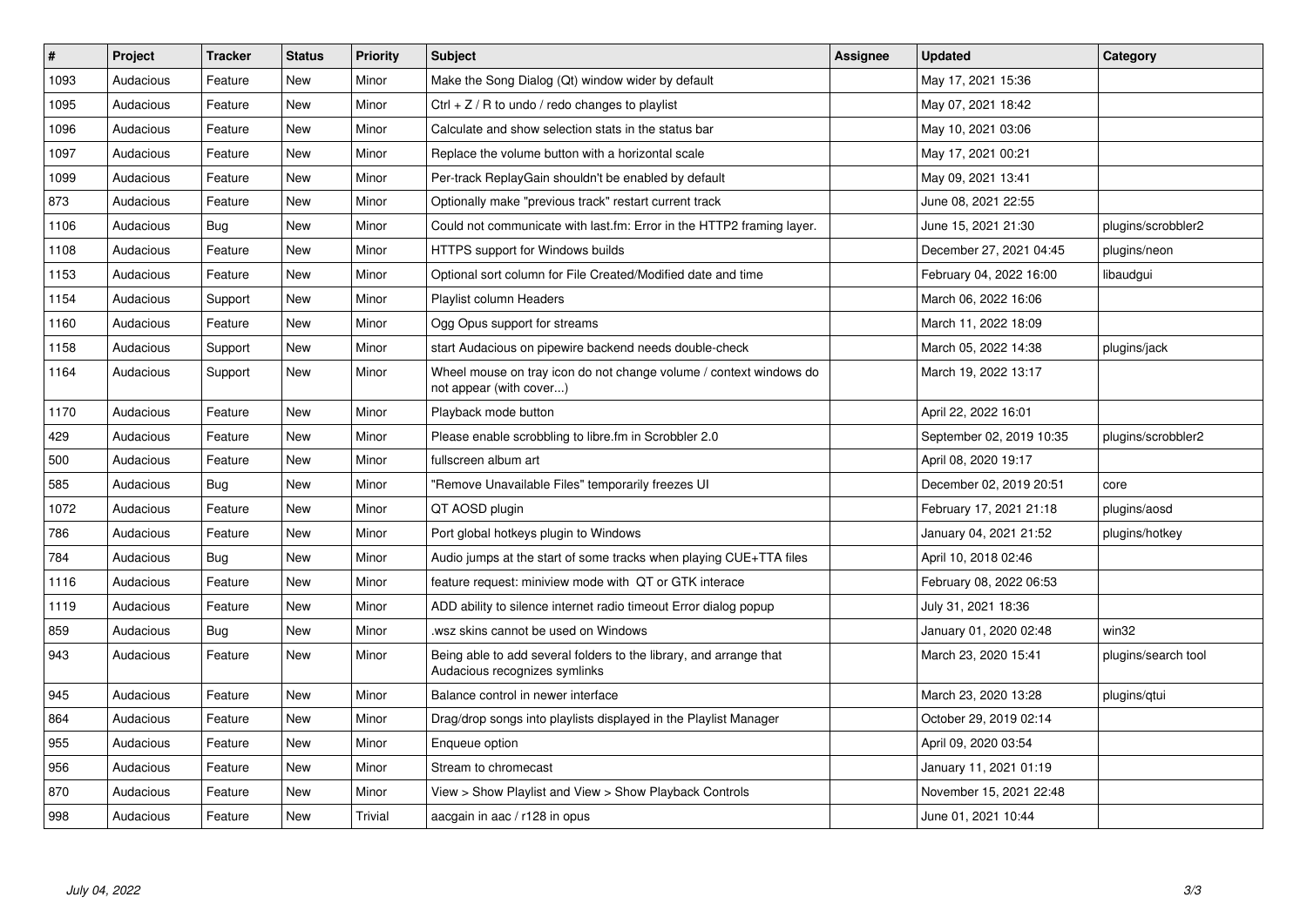| # | Project | Tracker | Status | Priority | Subject | Assignee | Updated | Category |
|---|---|---|---|---|---|---|---|---|
| 1093 | Audacious | Feature | New | Minor | Make the Song Dialog (Qt) window wider by default | | May 17, 2021 15:36 | |
| 1095 | Audacious | Feature | New | Minor | Ctrl + Z / R to undo / redo changes to playlist | | May 07, 2021 18:42 | |
| 1096 | Audacious | Feature | New | Minor | Calculate and show selection stats in the status bar | | May 10, 2021 03:06 | |
| 1097 | Audacious | Feature | New | Minor | Replace the volume button with a horizontal scale | | May 17, 2021 00:21 | |
| 1099 | Audacious | Feature | New | Minor | Per-track ReplayGain shouldn't be enabled by default | | May 09, 2021 13:41 | |
| 873 | Audacious | Feature | New | Minor | Optionally make "previous track" restart current track | | June 08, 2021 22:55 | |
| 1106 | Audacious | Bug | New | Minor | Could not communicate with last.fm: Error in the HTTP2 framing layer. | | June 15, 2021 21:30 | plugins/scrobbler2 |
| 1108 | Audacious | Feature | New | Minor | HTTPS support for Windows builds | | December 27, 2021 04:45 | plugins/neon |
| 1153 | Audacious | Feature | New | Minor | Optional sort column for File Created/Modified date and time | | February 04, 2022 16:00 | libaudgui |
| 1154 | Audacious | Support | New | Minor | Playlist column Headers | | March 06, 2022 16:06 | |
| 1160 | Audacious | Feature | New | Minor | Ogg Opus support for streams | | March 11, 2022 18:09 | |
| 1158 | Audacious | Support | New | Minor | start Audacious on pipewire backend needs double-check | | March 05, 2022 14:38 | plugins/jack |
| 1164 | Audacious | Support | New | Minor | Wheel mouse on tray icon do not change volume / context windows do not appear (with cover...) | | March 19, 2022 13:17 | |
| 1170 | Audacious | Feature | New | Minor | Playback mode button | | April 22, 2022 16:01 | |
| 429 | Audacious | Feature | New | Minor | Please enable scrobbling to libre.fm in Scrobbler 2.0 | | September 02, 2019 10:35 | plugins/scrobbler2 |
| 500 | Audacious | Feature | New | Minor | fullscreen album art | | April 08, 2020 19:17 | |
| 585 | Audacious | Bug | New | Minor | "Remove Unavailable Files" temporarily freezes UI | | December 02, 2019 20:51 | core |
| 1072 | Audacious | Feature | New | Minor | QT AOSD plugin | | February 17, 2021 21:18 | plugins/aosd |
| 786 | Audacious | Feature | New | Minor | Port global hotkeys plugin to Windows | | January 04, 2021 21:52 | plugins/hotkey |
| 784 | Audacious | Bug | New | Minor | Audio jumps at the start of some tracks when playing CUE+TTA files | | April 10, 2018 02:46 | |
| 1116 | Audacious | Feature | New | Minor | feature request: miniview mode with QT or GTK interace | | February 08, 2022 06:53 | |
| 1119 | Audacious | Feature | New | Minor | ADD ability to silence internet radio timeout Error dialog popup | | July 31, 2021 18:36 | |
| 859 | Audacious | Bug | New | Minor | .wsz skins cannot be used on Windows | | January 01, 2020 02:48 | win32 |
| 943 | Audacious | Feature | New | Minor | Being able to add several folders to the library, and arrange that Audacious recognizes symlinks | | March 23, 2020 15:41 | plugins/search tool |
| 945 | Audacious | Feature | New | Minor | Balance control in newer interface | | March 23, 2020 13:28 | plugins/qtui |
| 864 | Audacious | Feature | New | Minor | Drag/drop songs into playlists displayed in the Playlist Manager | | October 29, 2019 02:14 | |
| 955 | Audacious | Feature | New | Minor | Enqueue option | | April 09, 2020 03:54 | |
| 956 | Audacious | Feature | New | Minor | Stream to chromecast | | January 11, 2021 01:19 | |
| 870 | Audacious | Feature | New | Minor | View > Show Playlist and View > Show Playback Controls | | November 15, 2021 22:48 | |
| 998 | Audacious | Feature | New | Trivial | aacgain in aac / r128 in opus | | June 01, 2021 10:44 | |

*July 04, 2022*